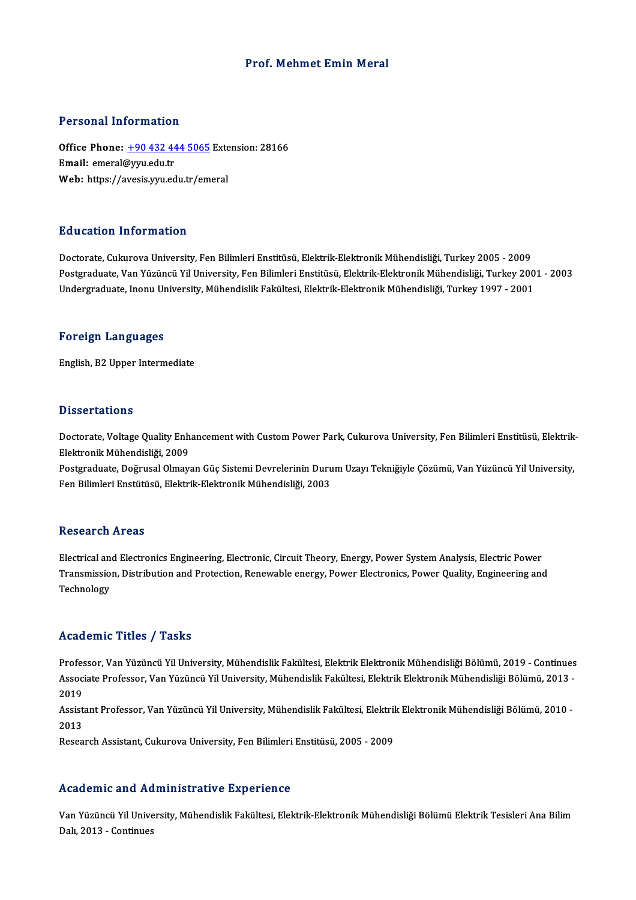# Prof. Mehmet Emin Meral

## Personal Information

**Office Phone:** +90 432 444 5065 Extension: 28166
**Email:** emeral@yyu.edu.tr
**Web:** https://avesis.yyu.edu.tr/emeral

## Education Information

Doctorate, Cukurova University, Fen Bilimleri Enstitüsü, Elektrik-Elektronik Mühendisliği, Turkey 2005 - 2009
Postgraduate, Van Yüzüncü Yil University, Fen Bilimleri Enstitüsü, Elektrik-Elektronik Mühendisliği, Turkey 2001 - 2003
Undergraduate, Inonu University, Mühendislik Fakültesi, Elektrik-Elektronik Mühendisliği, Turkey 1997 - 2001

## Foreign Languages

English, B2 Upper Intermediate

## Dissertations

Doctorate, Voltage Quality Enhancement with Custom Power Park, Cukurova University, Fen Bilimleri Enstitüsü, Elektrik-Elektronik Mühendisliği, 2009
Postgraduate, Doğrusal Olmayan Güç Sistemi Devrelerinin Durum Uzayı Tekniğiyle Çözümü, Van Yüzüncü Yil University, Fen Bilimleri Enstütüsü, Elektrik-Elektronik Mühendisliği, 2003

## Research Areas

Electrical and Electronics Engineering, Electronic, Circuit Theory, Energy, Power System Analysis, Electric Power Transmission, Distribution and Protection, Renewable energy, Power Electronics, Power Quality, Engineering and Technology

## Academic Titles / Tasks

Professor, Van Yüzüncü Yil University, Mühendislik Fakültesi, Elektrik Elektronik Mühendisliği Bölümü, 2019 - Continues
Associate Professor, Van Yüzüncü Yil University, Mühendislik Fakültesi, Elektrik Elektronik Mühendisliği Bölümü, 2013 - 2019
Assistant Professor, Van Yüzüncü Yil University, Mühendislik Fakültesi, Elektrik Elektronik Mühendisliği Bölümü, 2010 - 2013
Research Assistant, Cukurova University, Fen Bilimleri Enstitüsü, 2005 - 2009

## Academic and Administrative Experience

Van Yüzüncü Yil University, Mühendislik Fakültesi, Elektrik-Elektronik Mühendisliği Bölümü Elektrik Tesisleri Ana Bilim Dalı, 2013 - Continues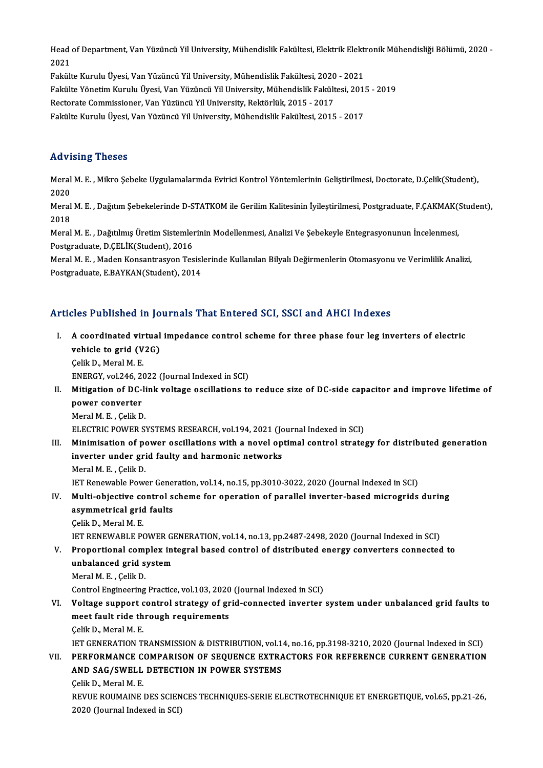Head of Department, Van Yüzüncü Yil University, Mühendislik Fakültesi, Elektrik Elektronik Mühendisliği Bölümü, 2020 - 2021

Fakülte Kurulu Üyesi, Van Yüzüncü Yil University, Mühendislik Fakültesi, 2020 - 2021

Fakülte Yönetim Kurulu Üyesi, Van Yüzüncü Yil University, Mühendislik Fakültesi, 2015 - 2019

Rectorate Commissioner, Van Yüzüncü Yil University, Rektörlük, 2015 - 2017

Fakülte Kurulu Üyesi, Van Yüzüncü Yil University, Mühendislik Fakültesi, 2015 - 2017

## Advising Theses

Meral M. E. , Mikro Şebeke Uygulamalarında Evirici Kontrol Yöntemlerinin Geliştirilmesi, Doctorate, D.Çelik(Student), 2020

Meral M. E. , Dağıtım Şebekelerinde D-STATKOM ile Gerilim Kalitesinin İyileştirilmesi, Postgraduate, F.ÇAKMAK(Student), 2018

Meral M. E. , Dağıtılmış Üretim Sistemlerinin Modellenmesi, Analizi Ve Şebekeyle Entegrasyonunun İncelenmesi, Postgraduate, D.ÇELİK(Student), 2016

Meral M. E. , Maden Konsantrasyon Tesislerinde Kullanılan Bilyalı Değirmenlerin Otomasyonu ve Verimlilik Analizi, Postgraduate, E.BAYKAN(Student), 2014

## Articles Published in Journals That Entered SCI, SSCI and AHCI Indexes

I. **A coordinated virtual impedance control scheme for three phase four leg inverters of electric vehicle to grid (V2G)**
   Çelik D., Meral M. E.
   ENERGY, vol.246, 2022 (Journal Indexed in SCI)

II. **Mitigation of DC-link voltage oscillations to reduce size of DC-side capacitor and improve lifetime of power converter**
   Meral M. E. , Çelik D.
   ELECTRIC POWER SYSTEMS RESEARCH, vol.194, 2021 (Journal Indexed in SCI)

III. **Minimisation of power oscillations with a novel optimal control strategy for distributed generation inverter under grid faulty and harmonic networks**
   Meral M. E. , Çelik D.
   IET Renewable Power Generation, vol.14, no.15, pp.3010-3022, 2020 (Journal Indexed in SCI)

IV. **Multi-objective control scheme for operation of parallel inverter-based microgrids during asymmetrical grid faults**
   Çelik D., Meral M. E.
   IET RENEWABLE POWER GENERATION, vol.14, no.13, pp.2487-2498, 2020 (Journal Indexed in SCI)

V. **Proportional complex integral based control of distributed energy converters connected to unbalanced grid system**
   Meral M. E. , Çelik D.
   Control Engineering Practice, vol.103, 2020 (Journal Indexed in SCI)

VI. **Voltage support control strategy of grid-connected inverter system under unbalanced grid faults to meet fault ride through requirements**
   Çelik D., Meral M. E.
   IET GENERATION TRANSMISSION & DISTRIBUTION, vol.14, no.16, pp.3198-3210, 2020 (Journal Indexed in SCI)

VII. **PERFORMANCE COMPARISON OF SEQUENCE EXTRACTORS FOR REFERENCE CURRENT GENERATION AND SAG/SWELL DETECTION IN POWER SYSTEMS**
   Çelik D., Meral M. E.
   REVUE ROUMAINE DES SCIENCES TECHNIQUES-SERIE ELECTROTECHNIQUE ET ENERGETIQUE, vol.65, pp.21-26, 2020 (Journal Indexed in SCI)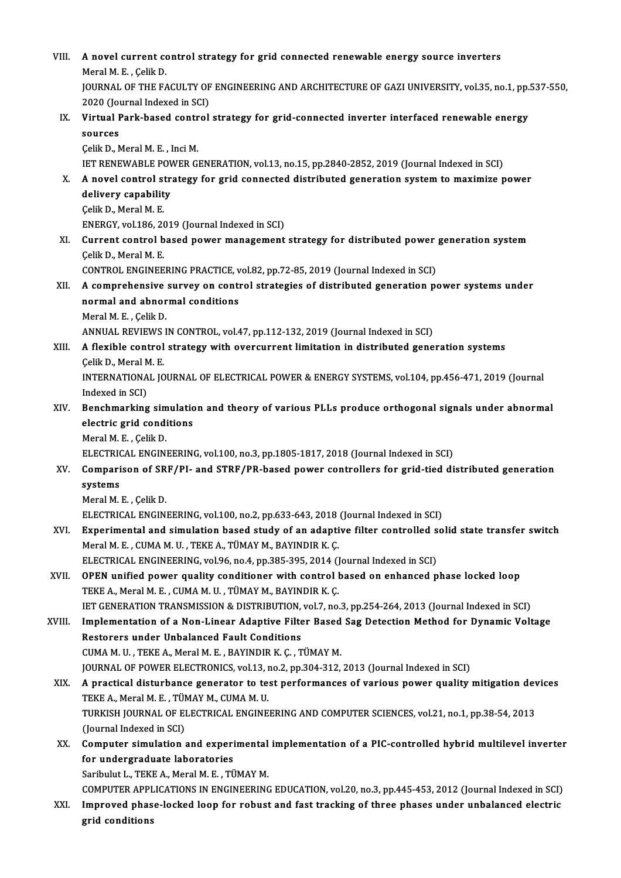VIII. **A novel current control strategy for grid connected renewable energy source inverters**
Meral M. E. , Çelik D.
JOURNAL OF THE FACULTY OF ENGINEERING AND ARCHITECTURE OF GAZI UNIVERSITY, vol.35, no.1, pp.537-550, 2020 (Journal Indexed in SCI)

IX. **Virtual Park-based control strategy for grid-connected inverter interfaced renewable energy sources**
Çelik D., Meral M. E. , Inci M.
IET RENEWABLE POWER GENERATION, vol.13, no.15, pp.2840-2852, 2019 (Journal Indexed in SCI)

X. **A novel control strategy for grid connected distributed generation system to maximize power delivery capability**
Çelik D., Meral M. E.
ENERGY, vol.186, 2019 (Journal Indexed in SCI)

XI. **Current control based power management strategy for distributed power generation system**
Çelik D., Meral M. E.
CONTROL ENGINEERING PRACTICE, vol.82, pp.72-85, 2019 (Journal Indexed in SCI)

XII. **A comprehensive survey on control strategies of distributed generation power systems under normal and abnormal conditions**
Meral M. E. , Çelik D.
ANNUAL REVIEWS IN CONTROL, vol.47, pp.112-132, 2019 (Journal Indexed in SCI)

XIII. **A flexible control strategy with overcurrent limitation in distributed generation systems**
Çelik D., Meral M. E.
INTERNATIONAL JOURNAL OF ELECTRICAL POWER & ENERGY SYSTEMS, vol.104, pp.456-471, 2019 (Journal Indexed in SCI)

XIV. **Benchmarking simulation and theory of various PLLs produce orthogonal signals under abnormal electric grid conditions**
Meral M. E. , Çelik D.
ELECTRICAL ENGINEERING, vol.100, no.3, pp.1805-1817, 2018 (Journal Indexed in SCI)

XV. **Comparison of SRF/PI- and STRF/PR-based power controllers for grid-tied distributed generation systems**
Meral M. E. , Çelik D.
ELECTRICAL ENGINEERING, vol.100, no.2, pp.633-643, 2018 (Journal Indexed in SCI)

XVI. **Experimental and simulation based study of an adaptive filter controlled solid state transfer switch**
Meral M. E. , CUMA M. U. , TEKE A., TÜMAY M., BAYINDIR K. Ç.
ELECTRICAL ENGINEERING, vol.96, no.4, pp.385-395, 2014 (Journal Indexed in SCI)

XVII. **OPEN unified power quality conditioner with control based on enhanced phase locked loop**
TEKE A., Meral M. E. , CUMA M. U. , TÜMAY M., BAYINDIR K. Ç.
IET GENERATION TRANSMISSION & DISTRIBUTION, vol.7, no.3, pp.254-264, 2013 (Journal Indexed in SCI)

XVIII. **Implementation of a Non-Linear Adaptive Filter Based Sag Detection Method for Dynamic Voltage Restorers under Unbalanced Fault Conditions**
CUMA M. U. , TEKE A., Meral M. E. , BAYINDIR K. Ç. , TÜMAY M.
JOURNAL OF POWER ELECTRONICS, vol.13, no.2, pp.304-312, 2013 (Journal Indexed in SCI)

XIX. **A practical disturbance generator to test performances of various power quality mitigation devices**
TEKE A., Meral M. E. , TÜMAY M., CUMA M. U.
TURKISH JOURNAL OF ELECTRICAL ENGINEERING AND COMPUTER SCIENCES, vol.21, no.1, pp.38-54, 2013 (Journal Indexed in SCI)

XX. **Computer simulation and experimental implementation of a PIC-controlled hybrid multilevel inverter for undergraduate laboratories**
Saribulut L., TEKE A., Meral M. E. , TÜMAY M.
COMPUTER APPLICATIONS IN ENGINEERING EDUCATION, vol.20, no.3, pp.445-453, 2012 (Journal Indexed in SCI)

XXI. **Improved phase-locked loop for robust and fast tracking of three phases under unbalanced electric grid conditions**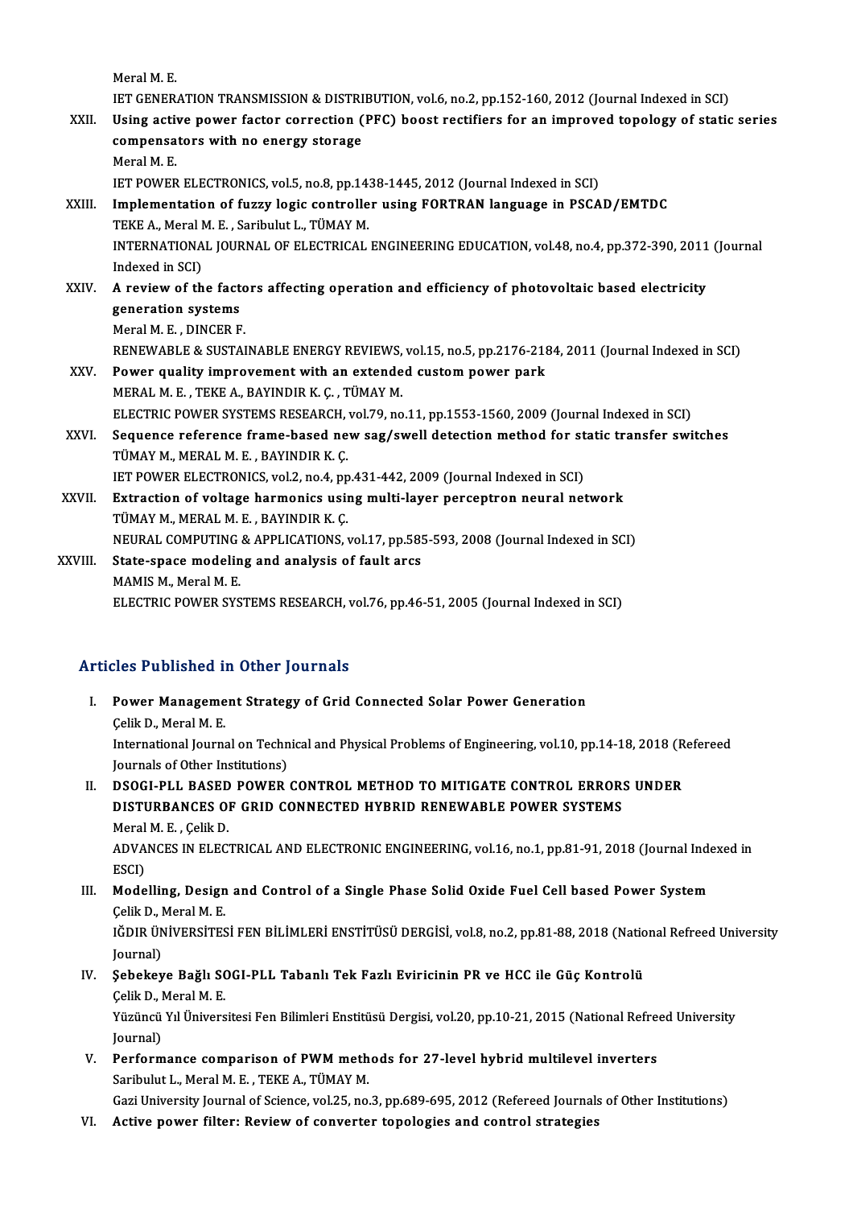Meral M. E.
IET GENERATION TRANSMISSION & DISTRIBUTION, vol.6, no.2, pp.152-160, 2012 (Journal Indexed in SCI)

XXII. **Using active power factor correction (PFC) boost rectifiers for an improved topology of static series compensators with no energy storage**
Meral M. E.
IET POWER ELECTRONICS, vol.5, no.8, pp.1438-1445, 2012 (Journal Indexed in SCI)

XXIII. **Implementation of fuzzy logic controller using FORTRAN language in PSCAD/EMTDC**
TEKE A., Meral M. E. , Saribulut L., TÜMAY M.
INTERNATIONAL JOURNAL OF ELECTRICAL ENGINEERING EDUCATION, vol.48, no.4, pp.372-390, 2011 (Journal Indexed in SCI)

XXIV. **A review of the factors affecting operation and efficiency of photovoltaic based electricity generation systems**
Meral M. E. , DINCER F.
RENEWABLE & SUSTAINABLE ENERGY REVIEWS, vol.15, no.5, pp.2176-2184, 2011 (Journal Indexed in SCI)

XXV. **Power quality improvement with an extended custom power park**
MERAL M. E. , TEKE A., BAYINDIR K. Ç. , TÜMAY M.
ELECTRIC POWER SYSTEMS RESEARCH, vol.79, no.11, pp.1553-1560, 2009 (Journal Indexed in SCI)

XXVI. **Sequence reference frame-based new sag/swell detection method for static transfer switches**
TÜMAY M., MERAL M. E. , BAYINDIR K. Ç.
IET POWER ELECTRONICS, vol.2, no.4, pp.431-442, 2009 (Journal Indexed in SCI)

XXVII. **Extraction of voltage harmonics using multi-layer perceptron neural network**
TÜMAY M., MERAL M. E. , BAYINDIR K. Ç.
NEURAL COMPUTING & APPLICATIONS, vol.17, pp.585-593, 2008 (Journal Indexed in SCI)

XXVIII. **State-space modeling and analysis of fault arcs**
MAMIS M., Meral M. E.
ELECTRIC POWER SYSTEMS RESEARCH, vol.76, pp.46-51, 2005 (Journal Indexed in SCI)

## Articles Published in Other Journals

I. **Power Management Strategy of Grid Connected Solar Power Generation**
Çelik D., Meral M. E.
International Journal on Technical and Physical Problems of Engineering, vol.10, pp.14-18, 2018 (Refereed Journals of Other Institutions)

II. **DSOGI-PLL BASED POWER CONTROL METHOD TO MITIGATE CONTROL ERRORS UNDER DISTURBANCES OF GRID CONNECTED HYBRID RENEWABLE POWER SYSTEMS**
Meral M. E. , Çelik D.
ADVANCES IN ELECTRICAL AND ELECTRONIC ENGINEERING, vol.16, no.1, pp.81-91, 2018 (Journal Indexed in ESCI)

III. **Modelling, Design and Control of a Single Phase Solid Oxide Fuel Cell based Power System**
Çelik D., Meral M. E.
IĞDIR ÜNİVERSİTESİ FEN BİLİMLERİ ENSTİTÜSÜ DERGİSİ, vol.8, no.2, pp.81-88, 2018 (National Refreed University Journal)

IV. **Şebekeye Bağlı SOGI-PLL Tabanlı Tek Fazlı Eviricinin PR ve HCC ile Güç Kontrolü**
Çelik D., Meral M. E.
Yüzüncü Yıl Üniversitesi Fen Bilimleri Enstitüsü Dergisi, vol.20, pp.10-21, 2015 (National Refreed University Journal)

V. **Performance comparison of PWM methods for 27-level hybrid multilevel inverters**
Saribulut L., Meral M. E. , TEKE A., TÜMAY M.
Gazi University Journal of Science, vol.25, no.3, pp.689-695, 2012 (Refereed Journals of Other Institutions)

VI. **Active power filter: Review of converter topologies and control strategies**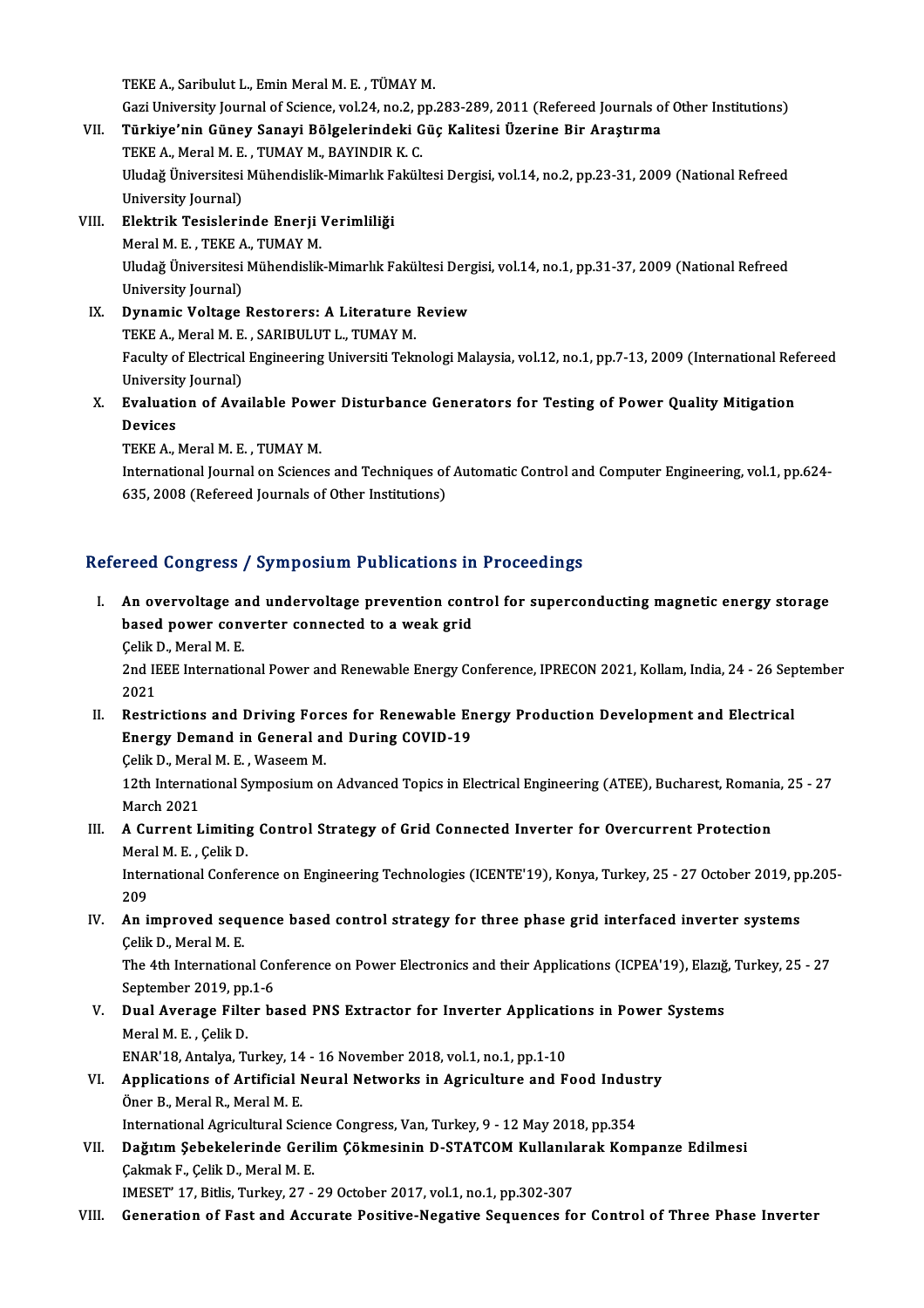TEKE A., Saribulut L., Emin Meral M. E. , TÜMAY M.
Gazi University Journal of Science, vol.24, no.2, pp.283-289, 2011 (Refereed Journals of Other Institutions)

VII. **Türkiye'nin Güney Sanayi Bölgelerindeki Güç Kalitesi Üzerine Bir Araştırma**
TEKE A., Meral M. E. , TUMAY M., BAYINDIR K. C.
Uludağ Üniversitesi Mühendislik-Mimarlık Fakültesi Dergisi, vol.14, no.2, pp.23-31, 2009 (National Refreed University Journal)

VIII. **Elektrik Tesislerinde Enerji Verimliliği**
Meral M. E. , TEKE A., TUMAY M.
Uludağ Üniversitesi Mühendislik-Mimarlık Fakültesi Dergisi, vol.14, no.1, pp.31-37, 2009 (National Refreed University Journal)

IX. **Dynamic Voltage Restorers: A Literature Review**
TEKE A., Meral M. E. , SARIBULUT L., TUMAY M.
Faculty of Electrical Engineering Universiti Teknologi Malaysia, vol.12, no.1, pp.7-13, 2009 (International Refereed University Journal)

X. **Evaluation of Available Power Disturbance Generators for Testing of Power Quality Mitigation Devices**
TEKE A., Meral M. E. , TUMAY M.
International Journal on Sciences and Techniques of Automatic Control and Computer Engineering, vol.1, pp.624-635, 2008 (Refereed Journals of Other Institutions)

## Refereed Congress / Symposium Publications in Proceedings

I. **An overvoltage and undervoltage prevention control for superconducting magnetic energy storage based power converter connected to a weak grid**
Çelik D., Meral M. E.
2nd IEEE International Power and Renewable Energy Conference, IPRECON 2021, Kollam, India, 24 - 26 September 2021

II. **Restrictions and Driving Forces for Renewable Energy Production Development and Electrical Energy Demand in General and During COVID-19**
Çelik D., Meral M. E. , Waseem M.
12th International Symposium on Advanced Topics in Electrical Engineering (ATEE), Bucharest, Romania, 25 - 27 March 2021

III. **A Current Limiting Control Strategy of Grid Connected Inverter for Overcurrent Protection**
Meral M. E. , Çelik D.
International Conference on Engineering Technologies (ICENTE'19), Konya, Turkey, 25 - 27 October 2019, pp.205-209

IV. **An improved sequence based control strategy for three phase grid interfaced inverter systems**
Çelik D., Meral M. E.
The 4th International Conference on Power Electronics and their Applications (ICPEA'19), Elazığ, Turkey, 25 - 27 September 2019, pp.1-6

V. **Dual Average Filter based PNS Extractor for Inverter Applications in Power Systems**
Meral M. E. , Çelik D.
ENAR'18, Antalya, Turkey, 14 - 16 November 2018, vol.1, no.1, pp.1-10

VI. **Applications of Artificial Neural Networks in Agriculture and Food Industry**
Öner B., Meral R., Meral M. E.
International Agricultural Science Congress, Van, Turkey, 9 - 12 May 2018, pp.354

VII. **Dağıtım Şebekelerinde Gerilim Çökmesinin D-STATCOM Kullanılarak Kompanze Edilmesi**
Çakmak F., Çelik D., Meral M. E.
IMESET' 17, Bitlis, Turkey, 27 - 29 October 2017, vol.1, no.1, pp.302-307

VIII. **Generation of Fast and Accurate Positive-Negative Sequences for Control of Three Phase Inverter**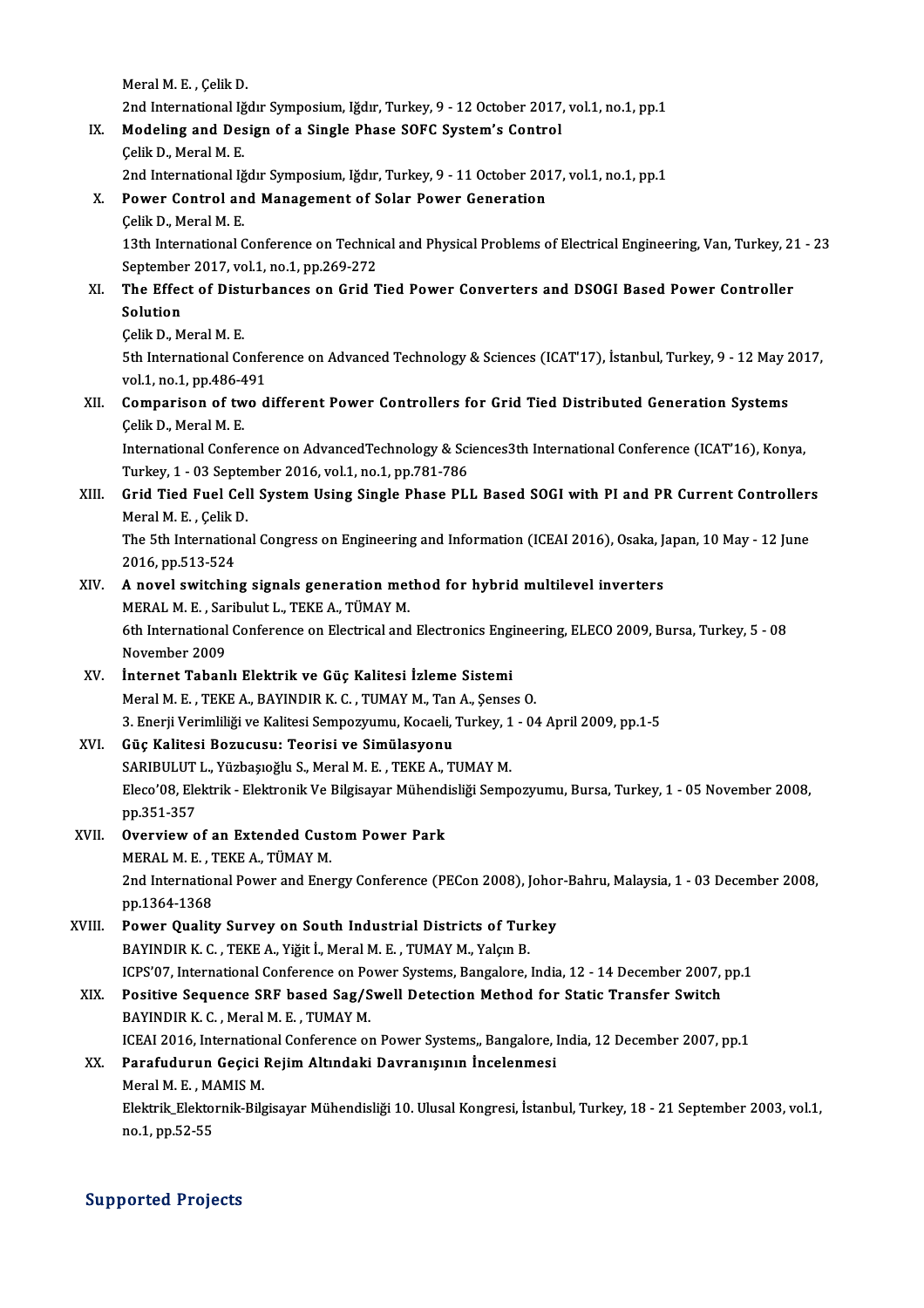Meral M. E. , Çelik D.
2nd International Iğdır Symposium, Iğdır, Turkey, 9 - 12 October 2017, vol.1, no.1, pp.1

IX. **Modeling and Design of a Single Phase SOFC System's Control**
Çelik D., Meral M. E.
2nd International Iğdır Symposium, Iğdır, Turkey, 9 - 11 October 2017, vol.1, no.1, pp.1

X. **Power Control and Management of Solar Power Generation**
Çelik D., Meral M. E.
13th International Conference on Technical and Physical Problems of Electrical Engineering, Van, Turkey, 21 - 23 September 2017, vol.1, no.1, pp.269-272

XI. **The Effect of Disturbances on Grid Tied Power Converters and DSOGI Based Power Controller Solution**
Çelik D., Meral M. E.
5th International Conference on Advanced Technology & Sciences (ICAT'17), İstanbul, Turkey, 9 - 12 May 2017, vol.1, no.1, pp.486-491

XII. **Comparison of two different Power Controllers for Grid Tied Distributed Generation Systems**
Çelik D., Meral M. E.
International Conference on AdvancedTechnology & Sciences3th International Conference (ICAT'16), Konya, Turkey, 1 - 03 September 2016, vol.1, no.1, pp.781-786

XIII. **Grid Tied Fuel Cell System Using Single Phase PLL Based SOGI with PI and PR Current Controllers**
Meral M. E. , Çelik D.
The 5th International Congress on Engineering and Information (ICEAI 2016), Osaka, Japan, 10 May - 12 June 2016, pp.513-524

XIV. **A novel switching signals generation method for hybrid multilevel inverters**
MERAL M. E. , Saribulut L., TEKE A., TÜMAY M.
6th International Conference on Electrical and Electronics Engineering, ELECO 2009, Bursa, Turkey, 5 - 08 November 2009

XV. **İnternet Tabanlı Elektrik ve Güç Kalitesi İzleme Sistemi**
Meral M. E. , TEKE A., BAYINDIR K. C. , TUMAY M., Tan A., Şenses O.
3. Enerji Verimliliği ve Kalitesi Sempozyumu, Kocaeli, Turkey, 1 - 04 April 2009, pp.1-5

XVI. **Güç Kalitesi Bozucusu: Teorisi ve Simülasyonu**
SARIBULUT L., Yüzbaşıoğlu S., Meral M. E. , TEKE A., TUMAY M.
Eleco'08, Elektrik - Elektronik Ve Bilgisayar Mühendisliği Sempozyumu, Bursa, Turkey, 1 - 05 November 2008, pp.351-357

XVII. **Overview of an Extended Custom Power Park**
MERAL M. E. , TEKE A., TÜMAY M.
2nd International Power and Energy Conference (PECon 2008), Johor-Bahru, Malaysia, 1 - 03 December 2008, pp.1364-1368

XVIII. **Power Quality Survey on South Industrial Districts of Turkey**
BAYINDIR K. C. , TEKE A., Yiğit İ., Meral M. E. , TUMAY M., Yalçın B.
ICPS'07, International Conference on Power Systems, Bangalore, India, 12 - 14 December 2007, pp.1

XIX. **Positive Sequence SRF based Sag/Swell Detection Method for Static Transfer Switch**
BAYINDIR K. C. , Meral M. E. , TUMAY M.
ICEAI 2016, International Conference on Power Systems,, Bangalore, India, 12 December 2007, pp.1

XX. **Parafudurun Geçici Rejim Altındaki Davranışının İncelenmesi**
Meral M. E. , MAMIS M.
Elektrik_Elektornik-Bilgisayar Mühendisliği 10. Ulusal Kongresi, İstanbul, Turkey, 18 - 21 September 2003, vol.1, no.1, pp.52-55

## Supported Projects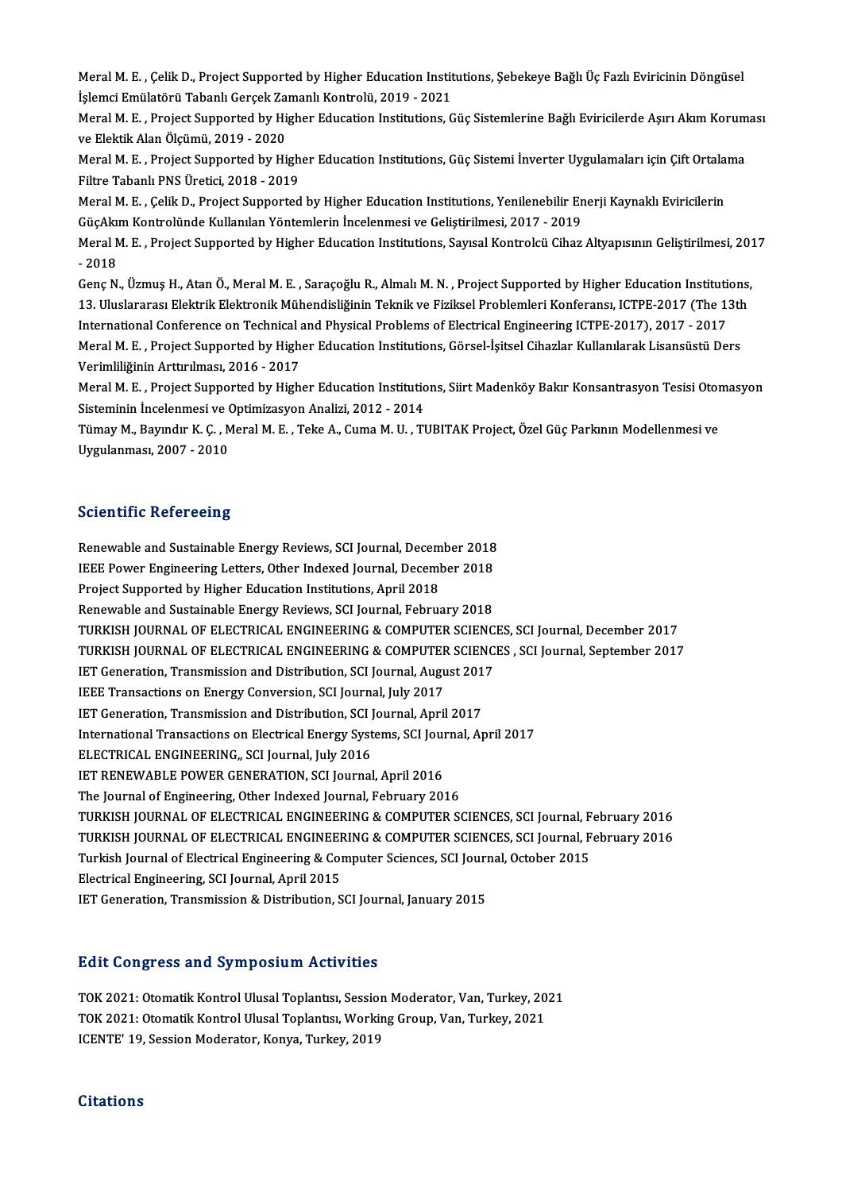Meral M. E. , Çelik D., Project Supported by Higher Education Institutions, Şebekeye Bağlı Üç Fazlı Eviricinin Döngüsel İşlemci Emülatörü Tabanlı Gerçek Zamanlı Kontrolü, 2019 - 2021

Meral M. E. , Project Supported by Higher Education Institutions, Güç Sistemlerine Bağlı Eviricilerde Aşırı Akım Koruması ve Elektik Alan Ölçümü, 2019 - 2020

Meral M. E. , Project Supported by Higher Education Institutions, Güç Sistemi İnverter Uygulamaları için Çift Ortalama Filtre Tabanlı PNS Üretici, 2018 - 2019

Meral M. E. , Çelik D., Project Supported by Higher Education Institutions, Yenilenebilir Enerji Kaynaklı Eviricilerin GüçAkım Kontrolünde Kullanılan Yöntemlerin İncelenmesi ve Geliştirilmesi, 2017 - 2019

Meral M. E. , Project Supported by Higher Education Institutions, Sayısal Kontrolcü Cihaz Altyapısının Geliştirilmesi, 2017 - 2018

Genç N., Üzmuş H., Atan Ö., Meral M. E. , Saraçoğlu R., Almalı M. N. , Project Supported by Higher Education Institutions, 13. Uluslararası Elektrik Elektronik Mühendisliğinin Teknik ve Fiziksel Problemleri Konferansı, ICTPE-2017 (The 13th International Conference on Technical and Physical Problems of Electrical Engineering ICTPE-2017), 2017 - 2017

Meral M. E. , Project Supported by Higher Education Institutions, Görsel-İşitsel Cihazlar Kullanılarak Lisansüstü Ders Verimliliğinin Arttırılması, 2016 - 2017

Meral M. E. , Project Supported by Higher Education Institutions, Siirt Madenköy Bakır Konsantrasyon Tesisi Otomasyon Sisteminin İncelenmesi ve Optimizasyon Analizi, 2012 - 2014

Tümay M., Bayındır K. Ç. , Meral M. E. , Teke A., Cuma M. U. , TUBITAK Project, Özel Güç Parkının Modellenmesi ve Uygulanması, 2007 - 2010

## Scientific Refereeing

Renewable and Sustainable Energy Reviews, SCI Journal, December 2018
IEEE Power Engineering Letters, Other Indexed Journal, December 2018
Project Supported by Higher Education Institutions, April 2018
Renewable and Sustainable Energy Reviews, SCI Journal, February 2018
TURKISH JOURNAL OF ELECTRICAL ENGINEERING & COMPUTER SCIENCES, SCI Journal, December 2017
TURKISH JOURNAL OF ELECTRICAL ENGINEERING & COMPUTER SCIENCES , SCI Journal, September 2017
IET Generation, Transmission and Distribution, SCI Journal, August 2017
IEEE Transactions on Energy Conversion, SCI Journal, July 2017
IET Generation, Transmission and Distribution, SCI Journal, April 2017
International Transactions on Electrical Energy Systems, SCI Journal, April 2017
ELECTRICAL ENGINEERING,, SCI Journal, July 2016
IET RENEWABLE POWER GENERATION, SCI Journal, April 2016
The Journal of Engineering, Other Indexed Journal, February 2016
TURKISH JOURNAL OF ELECTRICAL ENGINEERING & COMPUTER SCIENCES, SCI Journal, February 2016
TURKISH JOURNAL OF ELECTRICAL ENGINEERING & COMPUTER SCIENCES, SCI Journal, February 2016
Turkish Journal of Electrical Engineering & Computer Sciences, SCI Journal, October 2015
Electrical Engineering, SCI Journal, April 2015
IET Generation, Transmission & Distribution, SCI Journal, January 2015

## Edit Congress and Symposium Activities

TOK 2021: Otomatik Kontrol Ulusal Toplantısı, Session Moderator, Van, Turkey, 2021
TOK 2021: Otomatik Kontrol Ulusal Toplantısı, Working Group, Van, Turkey, 2021
ICENTE' 19, Session Moderator, Konya, Turkey, 2019

## Citations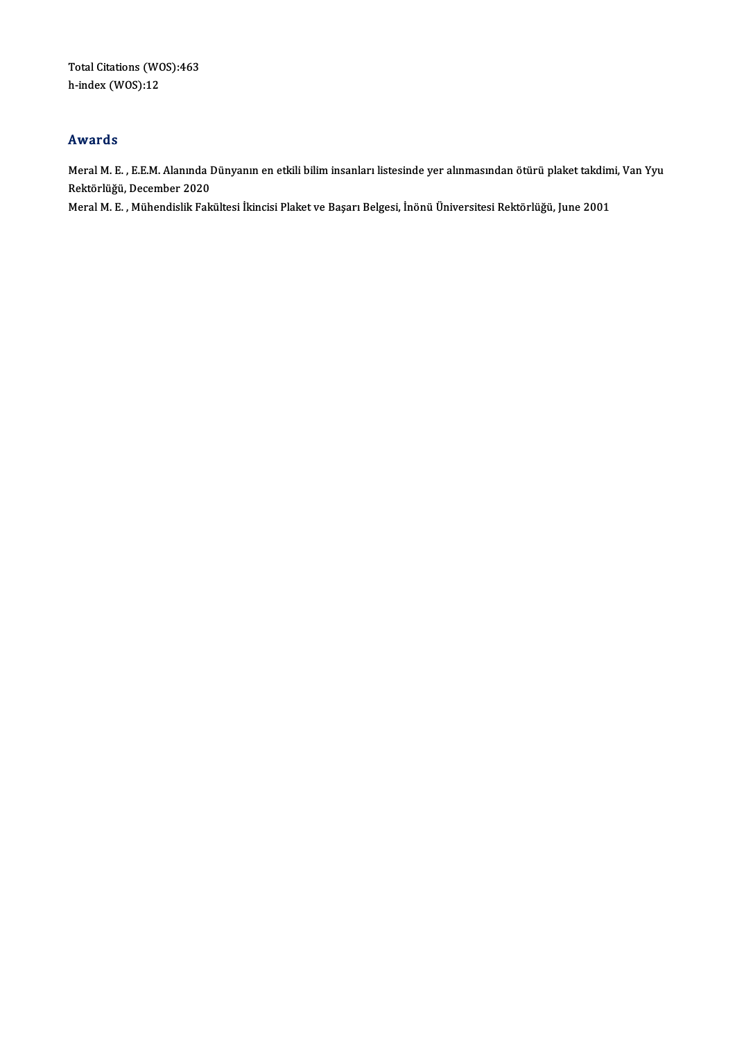Total Citations (WOS):463
h-index (WOS):12

## Awards

Meral M. E. , E.E.M. Alanında Dünyanın en etkili bilim insanları listesinde yer alınmasından ötürü plaket takdimi, Van Yyu Rektörlüğü, December 2020

Meral M. E. , Mühendislik Fakültesi İkincisi Plaket ve Başarı Belgesi, İnönü Üniversitesi Rektörlüğü, June 2001